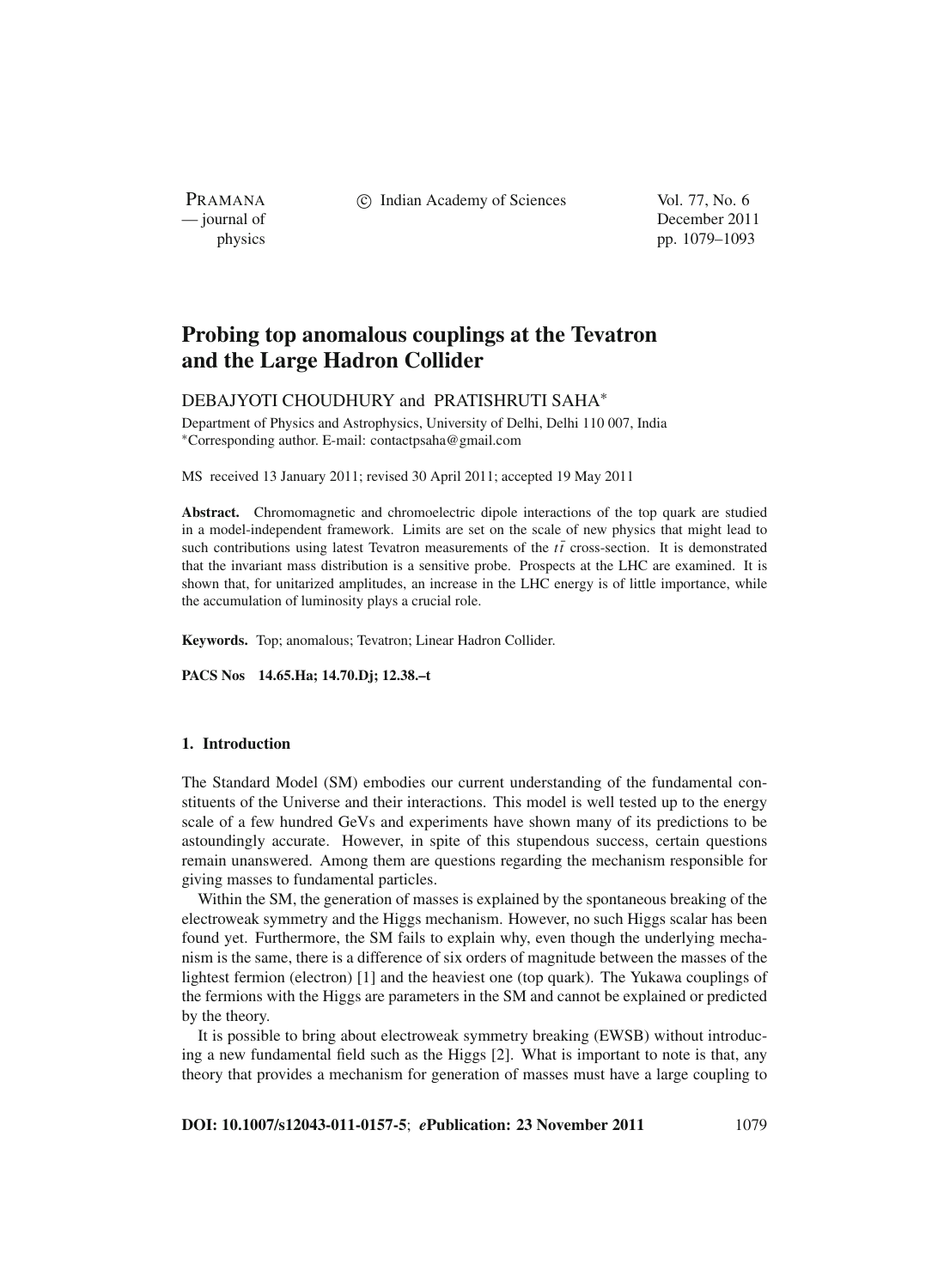# Probing top anomalous couplings at the Tevatron and the Large Hadron Collider

DEBAJYOTI CHOUDHURY and PRATISHRUTI SAHA*

Department of Physics and Astrophysics, University of Delhi, Delhi 110 007, India
*Corresponding author. E-mail: contactpsaha@gmail.com

MS received 13 January 2011; revised 30 April 2011; accepted 19 May 2011

**Abstract.** Chromomagnetic and chromoelectric dipole interactions of the top quark are studied in a model-independent framework. Limits are set on the scale of new physics that might lead to such contributions using latest Tevatron measurements of the $t\bar{t}$ cross-section. It is demonstrated that the invariant mass distribution is a sensitive probe. Prospects at the LHC are examined. It is shown that, for unitarized amplitudes, an increase in the LHC energy is of little importance, while the accumulation of luminosity plays a crucial role.

**Keywords.** Top; anomalous; Tevatron; Linear Hadron Collider.

**PACS Nos 14.65.Ha; 14.70.Dj; 12.38.–t**

## 1. Introduction

The Standard Model (SM) embodies our current understanding of the fundamental constituents of the Universe and their interactions. This model is well tested up to the energy scale of a few hundred GeVs and experiments have shown many of its predictions to be astoundingly accurate. However, in spite of this stupendous success, certain questions remain unanswered. Among them are questions regarding the mechanism responsible for giving masses to fundamental particles.

Within the SM, the generation of masses is explained by the spontaneous breaking of the electroweak symmetry and the Higgs mechanism. However, no such Higgs scalar has been found yet. Furthermore, the SM fails to explain why, even though the underlying mechanism is the same, there is a difference of six orders of magnitude between the masses of the lightest fermion (electron) [1] and the heaviest one (top quark). The Yukawa couplings of the fermions with the Higgs are parameters in the SM and cannot be explained or predicted by the theory.

It is possible to bring about electroweak symmetry breaking (EWSB) without introducing a new fundamental field such as the Higgs [2]. What is important to note is that, any theory that provides a mechanism for generation of masses must have a large coupling to

**DOI: 10.1007/s12043-011-0157-5**; ***e*Publication: 23 November 2011**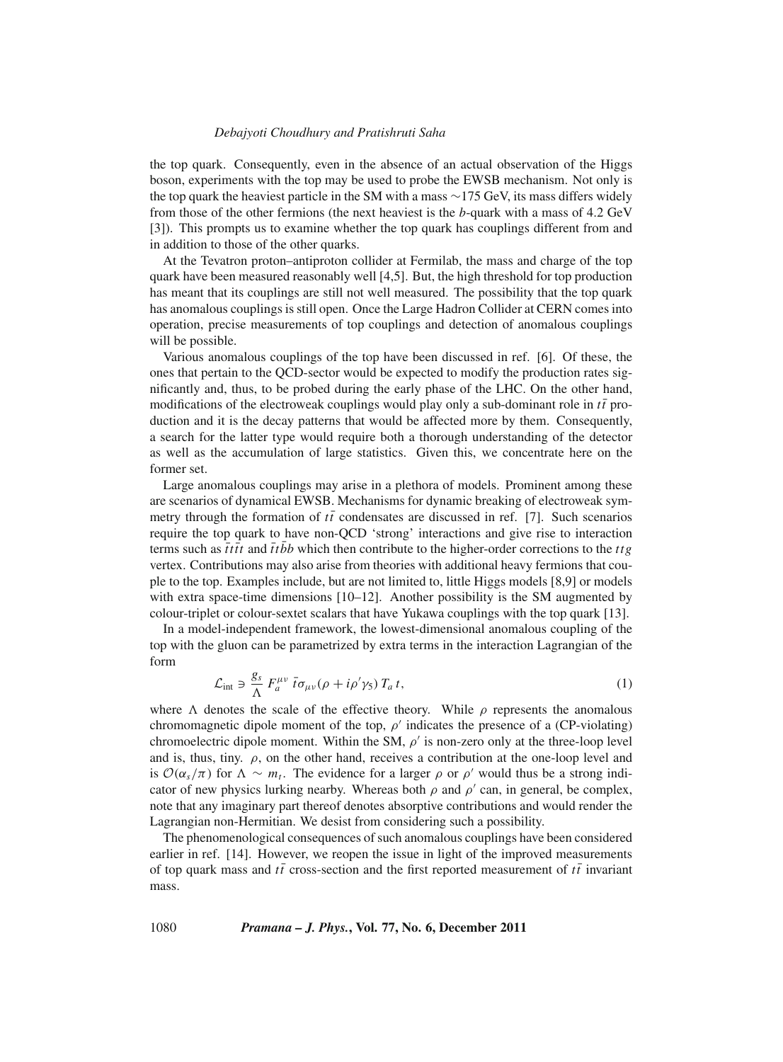the top quark. Consequently, even in the absence of an actual observation of the Higgs boson, experiments with the top may be used to probe the EWSB mechanism. Not only is the top quark the heaviest particle in the SM with a mass $\sim$175 GeV, its mass differs widely from those of the other fermions (the next heaviest is the $b$-quark with a mass of 4.2 GeV [3]). This prompts us to examine whether the top quark has couplings different from and in addition to those of the other quarks.

At the Tevatron proton–antiproton collider at Fermilab, the mass and charge of the top quark have been measured reasonably well [4,5]. But, the high threshold for top production has meant that its couplings are still not well measured. The possibility that the top quark has anomalous couplings is still open. Once the Large Hadron Collider at CERN comes into operation, precise measurements of top couplings and detection of anomalous couplings will be possible.

Various anomalous couplings of the top have been discussed in ref. [6]. Of these, the ones that pertain to the QCD-sector would be expected to modify the production rates significantly and, thus, to be probed during the early phase of the LHC. On the other hand, modifications of the electroweak couplings would play only a sub-dominant role in $t\bar{t}$ production and it is the decay patterns that would be affected more by them. Consequently, a search for the latter type would require both a thorough understanding of the detector as well as the accumulation of large statistics. Given this, we concentrate here on the former set.

Large anomalous couplings may arise in a plethora of models. Prominent among these are scenarios of dynamical EWSB. Mechanisms for dynamic breaking of electroweak symmetry through the formation of $t\bar{t}$ condensates are discussed in ref. [7]. Such scenarios require the top quark to have non-QCD 'strong' interactions and give rise to interaction terms such as $\bar{t}t\bar{t}t$ and $\bar{t}t\bar{b}b$ which then contribute to the higher-order corrections to the $ttg$ vertex. Contributions may also arise from theories with additional heavy fermions that couple to the top. Examples include, but are not limited to, little Higgs models [8,9] or models with extra space-time dimensions [10–12]. Another possibility is the SM augmented by colour-triplet or colour-sextet scalars that have Yukawa couplings with the top quark [13].

In a model-independent framework, the lowest-dimensional anomalous coupling of the top with the gluon can be parametrized by extra terms in the interaction Lagrangian of the form

$$\mathcal{L}_{\text{int}} \ni \frac{g_s}{\Lambda} F_a^{\mu\nu} \, \bar{t}\sigma_{\mu\nu}(\rho + i\rho'\gamma_5) \, T_a \, t, \tag{1}$$

where $\Lambda$ denotes the scale of the effective theory. While $\rho$ represents the anomalous chromomagnetic dipole moment of the top, $\rho'$ indicates the presence of a (CP-violating) chromoelectric dipole moment. Within the SM, $\rho'$ is non-zero only at the three-loop level and is, thus, tiny. $\rho$, on the other hand, receives a contribution at the one-loop level and is $\mathcal{O}(\alpha_s/\pi)$ for $\Lambda \sim m_t$. The evidence for a larger $\rho$ or $\rho'$ would thus be a strong indicator of new physics lurking nearby. Whereas both $\rho$ and $\rho'$ can, in general, be complex, note that any imaginary part thereof denotes absorptive contributions and would render the Lagrangian non-Hermitian. We desist from considering such a possibility.

The phenomenological consequences of such anomalous couplings have been considered earlier in ref. [14]. However, we reopen the issue in light of the improved measurements of top quark mass and $t\bar{t}$ cross-section and the first reported measurement of $t\bar{t}$ invariant mass.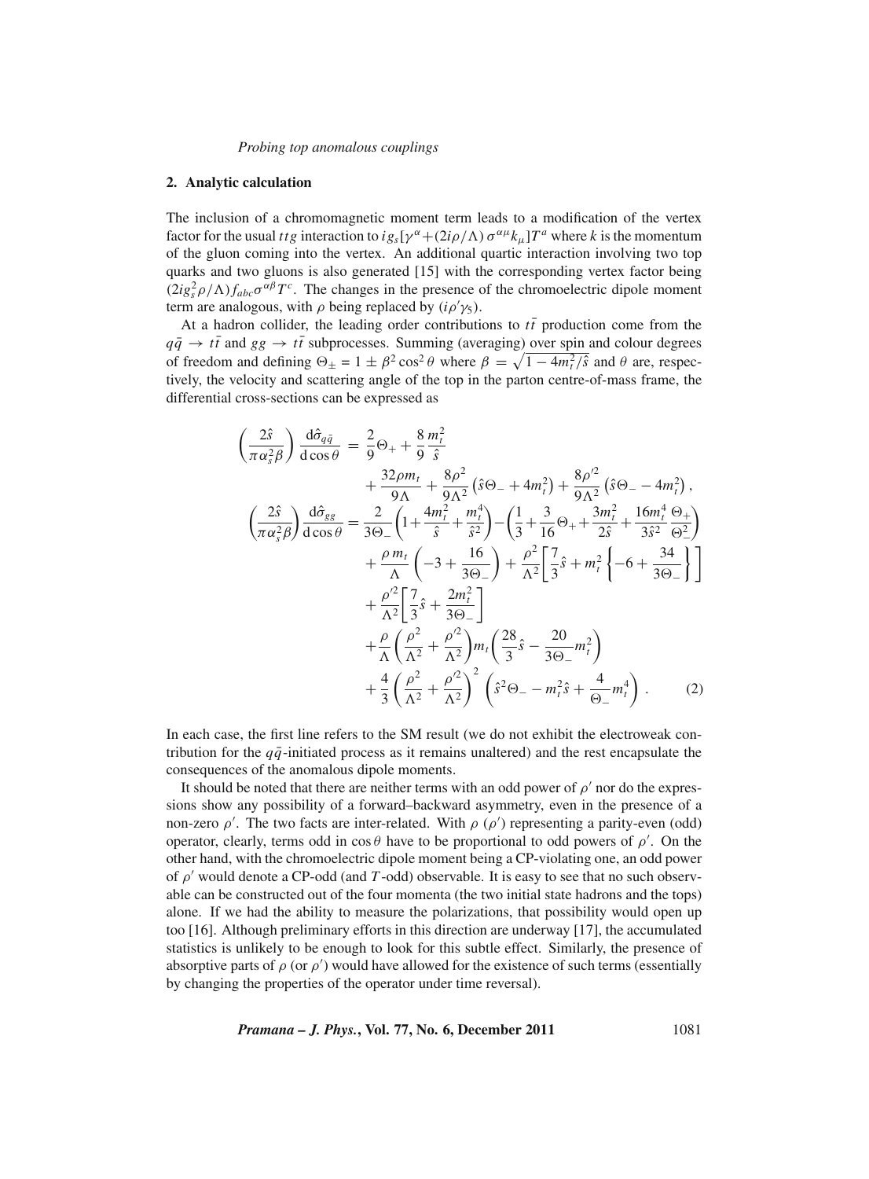## 2. Analytic calculation

The inclusion of a chromomagnetic moment term leads to a modification of the vertex factor for the usual $ttg$ interaction to $ig_s[\gamma^\alpha + (2i\rho/\Lambda)\,\sigma^{\alpha\mu}k_\mu]T^a$ where $k$ is the momentum of the gluon coming into the vertex. An additional quartic interaction involving two top quarks and two gluons is also generated [15] with the corresponding vertex factor being $(2ig_s^2\rho/\Lambda)f_{abc}\sigma^{\alpha\beta}T^c$. The changes in the presence of the chromoelectric dipole moment term are analogous, with $\rho$ being replaced by $(i\rho'\gamma_5)$.

At a hadron collider, the leading order contributions to $t\bar{t}$ production come from the $q\bar{q} \to t\bar{t}$ and $gg \to t\bar{t}$ subprocesses. Summing (averaging) over spin and colour degrees of freedom and defining $\Theta_\pm = 1 \pm \beta^2\cos^2\theta$ where $\beta = \sqrt{1 - 4m_t^2/\hat{s}}$ and $\theta$ are, respectively, the velocity and scattering angle of the top in the parton centre-of-mass frame, the differential cross-sections can be expressed as

$$
\begin{aligned}
\left(\frac{2\hat{s}}{\pi\alpha_s^2\beta}\right)\frac{\mathrm{d}\hat{\sigma}_{q\bar{q}}}{\mathrm{d}\cos\theta} &= \frac{2}{9}\Theta_+ + \frac{8}{9}\frac{m_t^2}{\hat{s}} \\
&\quad + \frac{32\rho m_t}{9\Lambda} + \frac{8\rho^2}{9\Lambda^2}\left(\hat{s}\Theta_- + 4m_t^2\right) + \frac{8\rho'^2}{9\Lambda^2}\left(\hat{s}\Theta_- - 4m_t^2\right), \\
\left(\frac{2\hat{s}}{\pi\alpha_s^2\beta}\right)\frac{\mathrm{d}\hat{\sigma}_{gg}}{\mathrm{d}\cos\theta} &= \frac{2}{3\Theta_-}\left(1 + \frac{4m_t^2}{\hat{s}} + \frac{m_t^4}{\hat{s}^2}\right) - \left(\frac{1}{3} + \frac{3}{16}\Theta_+ + \frac{3m_t^2}{2\hat{s}} + \frac{16m_t^4}{3\hat{s}^2}\frac{\Theta_+}{\Theta_-^2}\right) \\
&\quad + \frac{\rho\, m_t}{\Lambda}\left(-3 + \frac{16}{3\Theta_-}\right) + \frac{\rho^2}{\Lambda^2}\left[\frac{7}{3}\hat{s} + m_t^2\left\{-6 + \frac{34}{3\Theta_-}\right\}\right] \\
&\quad + \frac{\rho'^2}{\Lambda^2}\left[\frac{7}{3}\hat{s} + \frac{2m_t^2}{3\Theta_-}\right] \\
&\quad + \frac{\rho}{\Lambda}\left(\frac{\rho^2}{\Lambda^2} + \frac{\rho'^2}{\Lambda^2}\right)m_t\left(\frac{28}{3}\hat{s} - \frac{20}{3\Theta_-}m_t^2\right) \\
&\quad + \frac{4}{3}\left(\frac{\rho^2}{\Lambda^2} + \frac{\rho'^2}{\Lambda^2}\right)^2\left(\hat{s}^2\Theta_- - m_t^2\hat{s} + \frac{4}{\Theta_-}m_t^4\right). \qquad (2)
\end{aligned}
$$

In each case, the first line refers to the SM result (we do not exhibit the electroweak contribution for the $q\bar{q}$-initiated process as it remains unaltered) and the rest encapsulate the consequences of the anomalous dipole moments.

It should be noted that there are neither terms with an odd power of $\rho'$ nor do the expressions show any possibility of a forward–backward asymmetry, even in the presence of a non-zero $\rho'$. The two facts are inter-related. With $\rho$ ($\rho'$) representing a parity-even (odd) operator, clearly, terms odd in $\cos\theta$ have to be proportional to odd powers of $\rho'$. On the other hand, with the chromoelectric dipole moment being a CP-violating one, an odd power of $\rho'$ would denote a CP-odd (and $T$-odd) observable. It is easy to see that no such observable can be constructed out of the four momenta (the two initial state hadrons and the tops) alone. If we had the ability to measure the polarizations, that possibility would open up too [16]. Although preliminary efforts in this direction are underway [17], the accumulated statistics is unlikely to be enough to look for this subtle effect. Similarly, the presence of absorptive parts of $\rho$ (or $\rho'$) would have allowed for the existence of such terms (essentially by changing the properties of the operator under time reversal).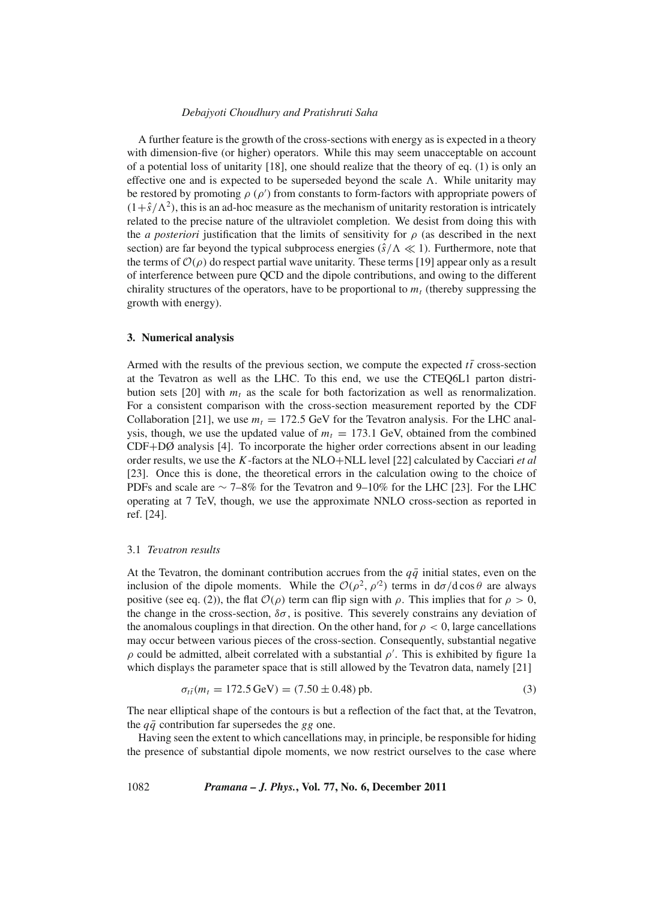A further feature is the growth of the cross-sections with energy as is expected in a theory with dimension-five (or higher) operators. While this may seem unacceptable on account of a potential loss of unitarity [18], one should realize that the theory of eq. (1) is only an effective one and is expected to be superseded beyond the scale $\Lambda$. While unitarity may be restored by promoting $\rho$ ($\rho'$) from constants to form-factors with appropriate powers of $(1+\hat{s}/\Lambda^2)$, this is an ad-hoc measure as the mechanism of unitarity restoration is intricately related to the precise nature of the ultraviolet completion. We desist from doing this with the *a posteriori* justification that the limits of sensitivity for $\rho$ (as described in the next section) are far beyond the typical subprocess energies ($\hat{s}/\Lambda \ll 1$). Furthermore, note that the terms of $\mathcal{O}(\rho)$ do respect partial wave unitarity. These terms [19] appear only as a result of interference between pure QCD and the dipole contributions, and owing to the different chirality structures of the operators, have to be proportional to $m_t$ (thereby suppressing the growth with energy).

## 3. Numerical analysis

Armed with the results of the previous section, we compute the expected $t\bar{t}$ cross-section at the Tevatron as well as the LHC. To this end, we use the CTEQ6L1 parton distribution sets [20] with $m_t$ as the scale for both factorization as well as renormalization. For a consistent comparison with the cross-section measurement reported by the CDF Collaboration [21], we use $m_t = 172.5$ GeV for the Tevatron analysis. For the LHC analysis, though, we use the updated value of $m_t = 173.1$ GeV, obtained from the combined CDF+DØ analysis [4]. To incorporate the higher order corrections absent in our leading order results, we use the $K$-factors at the NLO+NLL level [22] calculated by Cacciari *et al* [23]. Once this is done, the theoretical errors in the calculation owing to the choice of PDFs and scale are $\sim$ 7–8% for the Tevatron and 9–10% for the LHC [23]. For the LHC operating at 7 TeV, though, we use the approximate NNLO cross-section as reported in ref. [24].

### 3.1 *Tevatron results*

At the Tevatron, the dominant contribution accrues from the $q\bar{q}$ initial states, even on the inclusion of the dipole moments. While the $\mathcal{O}(\rho^2, \rho'^2)$ terms in $d\sigma/d\cos\theta$ are always positive (see eq. (2)), the flat $\mathcal{O}(\rho)$ term can flip sign with $\rho$. This implies that for $\rho > 0$, the change in the cross-section, $\delta\sigma$, is positive. This severely constrains any deviation of the anomalous couplings in that direction. On the other hand, for $\rho < 0$, large cancellations may occur between various pieces of the cross-section. Consequently, substantial negative $\rho$ could be admitted, albeit correlated with a substantial $\rho'$. This is exhibited by figure 1a which displays the parameter space that is still allowed by the Tevatron data, namely [21]

$$\sigma_{t\bar{t}}(m_t = 172.5\,\text{GeV}) = (7.50 \pm 0.48)\,\text{pb}. \tag{3}$$

The near elliptical shape of the contours is but a reflection of the fact that, at the Tevatron, the $q\bar{q}$ contribution far supersedes the $gg$ one.

Having seen the extent to which cancellations may, in principle, be responsible for hiding the presence of substantial dipole moments, we now restrict ourselves to the case where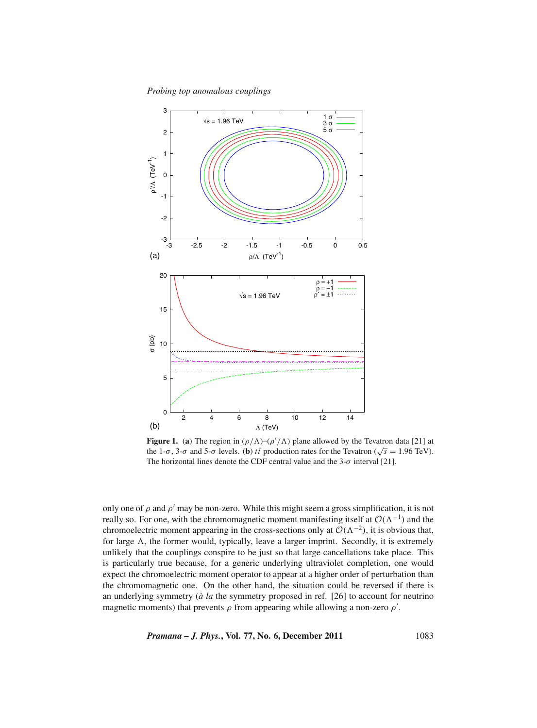√s = 1.96 TeV

1 σ
3 σ
5 σ

$\rho'/\Lambda$ (TeV$^{-1}$)

$\rho/\Lambda$ (TeV$^{-1}$)

(a)

√s = 1.96 TeV

ρ = +1
ρ = −1
ρ′ = ±1

σ (pb)

Λ (TeV)

(b)

**Figure 1.** (**a**) The region in $(\rho/\Lambda)$–$(\rho'/\Lambda)$ plane allowed by the Tevatron data [21] at the 1-$\sigma$, 3-$\sigma$ and 5-$\sigma$ levels. (**b**) $t\bar{t}$ production rates for the Tevatron ($\sqrt{s} = 1.96$ TeV). The horizontal lines denote the CDF central value and the 3-$\sigma$ interval [21].

only one of $\rho$ and $\rho'$ may be non-zero. While this might seem a gross simplification, it is not really so. For one, with the chromomagnetic moment manifesting itself at $\mathcal{O}(\Lambda^{-1})$ and the chromoelectric moment appearing in the cross-sections only at $\mathcal{O}(\Lambda^{-2})$, it is obvious that, for large $\Lambda$, the former would, typically, leave a larger imprint. Secondly, it is extremely unlikely that the couplings conspire to be just so that large cancellations take place. This is particularly true because, for a generic underlying ultraviolet completion, one would expect the chromoelectric moment operator to appear at a higher order of perturbation than the chromomagnetic one. On the other hand, the situation could be reversed if there is an underlying symmetry (*à la* the symmetry proposed in ref. [26] to account for neutrino magnetic moments) that prevents $\rho$ from appearing while allowing a non-zero $\rho'$.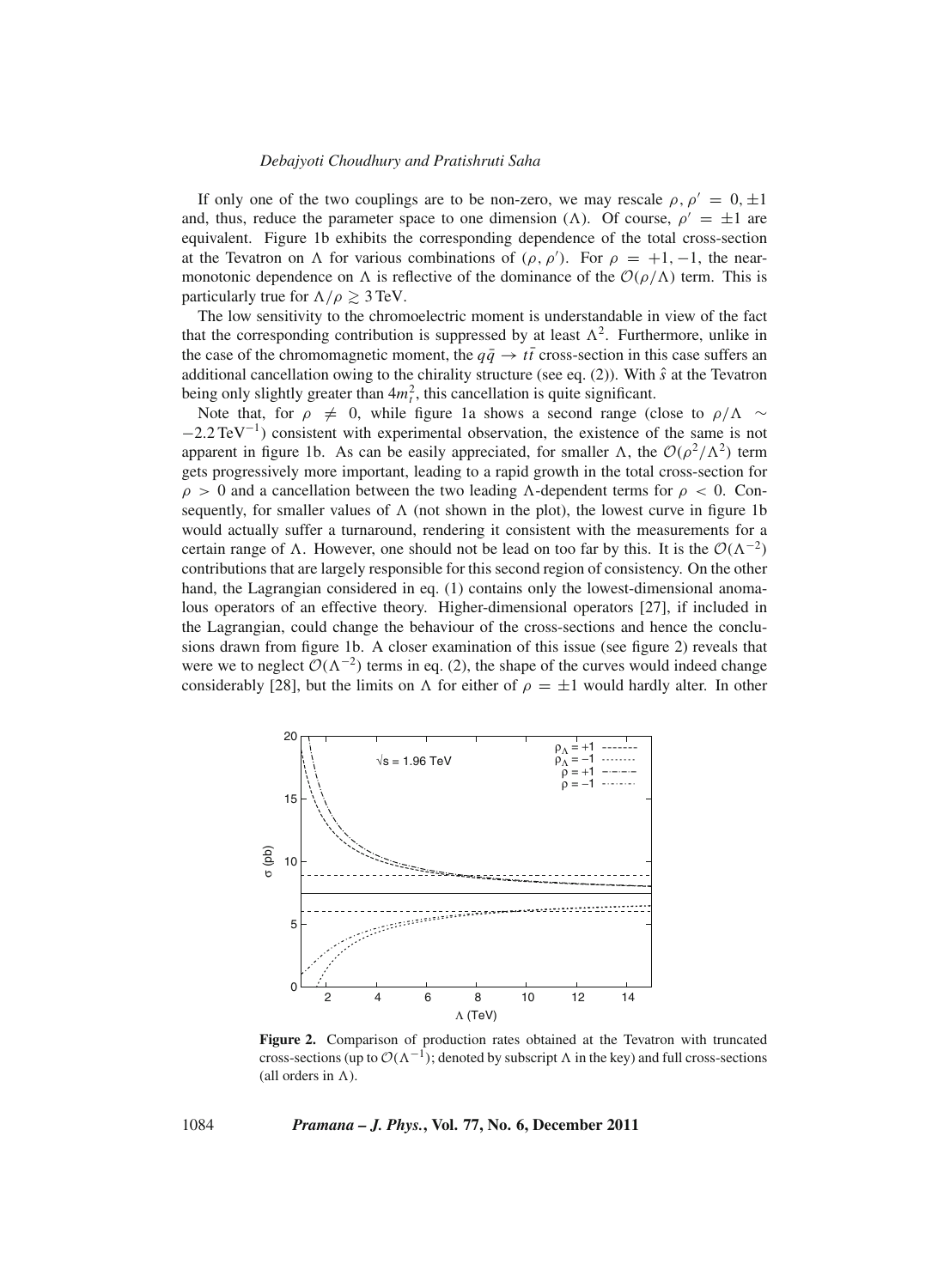If only one of the two couplings are to be non-zero, we may rescale $\rho, \rho' = 0, \pm 1$ and, thus, reduce the parameter space to one dimension ($\Lambda$). Of course, $\rho' = \pm 1$ are equivalent. Figure 1b exhibits the corresponding dependence of the total cross-section at the Tevatron on $\Lambda$ for various combinations of $(\rho, \rho')$. For $\rho = +1, -1$, the near-monotonic dependence on $\Lambda$ is reflective of the dominance of the $\mathcal{O}(\rho/\Lambda)$ term. This is particularly true for $\Lambda/\rho \gtrsim 3\,\text{TeV}$.

The low sensitivity to the chromoelectric moment is understandable in view of the fact that the corresponding contribution is suppressed by at least $\Lambda^2$. Furthermore, unlike in the case of the chromomagnetic moment, the $q\bar{q} \to t\bar{t}$ cross-section in this case suffers an additional cancellation owing to the chirality structure (see eq. (2)). With $\hat{s}$ at the Tevatron being only slightly greater than $4m_t^2$, this cancellation is quite significant.

Note that, for $\rho \neq 0$, while figure 1a shows a second range (close to $\rho/\Lambda \sim -2.2\,\text{TeV}^{-1}$) consistent with experimental observation, the existence of the same is not apparent in figure 1b. As can be easily appreciated, for smaller $\Lambda$, the $\mathcal{O}(\rho^2/\Lambda^2)$ term gets progressively more important, leading to a rapid growth in the total cross-section for $\rho > 0$ and a cancellation between the two leading $\Lambda$-dependent terms for $\rho < 0$. Consequently, for smaller values of $\Lambda$ (not shown in the plot), the lowest curve in figure 1b would actually suffer a turnaround, rendering it consistent with the measurements for a certain range of $\Lambda$. However, one should not be lead on too far by this. It is the $\mathcal{O}(\Lambda^{-2})$ contributions that are largely responsible for this second region of consistency. On the other hand, the Lagrangian considered in eq. (1) contains only the lowest-dimensional anomalous operators of an effective theory. Higher-dimensional operators [27], if included in the Lagrangian, could change the behaviour of the cross-sections and hence the conclusions drawn from figure 1b. A closer examination of this issue (see figure 2) reveals that were we to neglect $\mathcal{O}(\Lambda^{-2})$ terms in eq. (2), the shape of the curves would indeed change considerably [28], but the limits on $\Lambda$ for either of $\rho = \pm 1$ would hardly alter. In other

√s = 1.96 TeV

$\rho_\Lambda = +1$
$\rho_\Lambda = -1$
$\rho = +1$
$\rho = -1$

σ (pb)

Λ (TeV)

**Figure 2.** Comparison of production rates obtained at the Tevatron with truncated cross-sections (up to $\mathcal{O}(\Lambda^{-1})$; denoted by subscript $\Lambda$ in the key) and full cross-sections (all orders in $\Lambda$).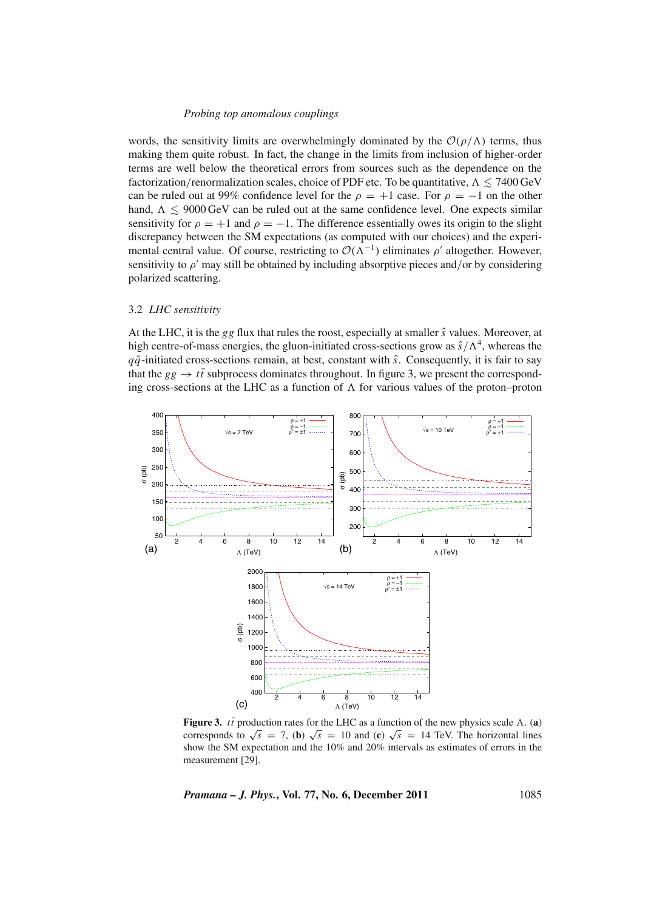words, the sensitivity limits are overwhelmingly dominated by the $\mathcal{O}(\rho/\Lambda)$ terms, thus making them quite robust. In fact, the change in the limits from inclusion of higher-order terms are well below the theoretical errors from sources such as the dependence on the factorization/renormalization scales, choice of PDF etc. To be quantitative, $\Lambda \lesssim 7400$ GeV can be ruled out at 99% confidence level for the $\rho = +1$ case. For $\rho = -1$ on the other hand, $\Lambda \lesssim 9000$ GeV can be ruled out at the same confidence level. One expects similar sensitivity for $\rho = +1$ and $\rho = -1$. The difference essentially owes its origin to the slight discrepancy between the SM expectations (as computed with our choices) and the experimental central value. Of course, restricting to $\mathcal{O}(\Lambda^{-1})$ eliminates $\rho'$ altogether. However, sensitivity to $\rho'$ may still be obtained by including absorptive pieces and/or by considering polarized scattering.

### 3.2 *LHC sensitivity*

At the LHC, it is the $gg$ flux that rules the roost, especially at smaller $\hat{s}$ values. Moreover, at high centre-of-mass energies, the gluon-initiated cross-sections grow as $\hat{s}/\Lambda^4$, whereas the $q\bar{q}$-initiated cross-sections remain, at best, constant with $\hat{s}$. Consequently, it is fair to say that the $gg \to t\bar{t}$ subprocess dominates throughout. In figure 3, we present the corresponding cross-sections at the LHC as a function of $\Lambda$ for various values of the proton–proton

(a)
√s = 7 TeV
ρ = +1
ρ = −1
ρ′ = ±1
σ (pb)
Λ (TeV)

(b)
√s = 10 TeV
ρ = +1
ρ = −1
ρ′ = ±1
σ (pb)
Λ (TeV)

(c)
√s = 14 TeV
ρ = +1
ρ = −1
ρ′ = ±1
σ (pb)
Λ (TeV)

**Figure 3.** $t\bar{t}$ production rates for the LHC as a function of the new physics scale $\Lambda$. (**a**) corresponds to $\sqrt{s} = 7$, (**b**) $\sqrt{s} = 10$ and (**c**) $\sqrt{s} = 14$ TeV. The horizontal lines show the SM expectation and the 10% and 20% intervals as estimates of errors in the measurement [29].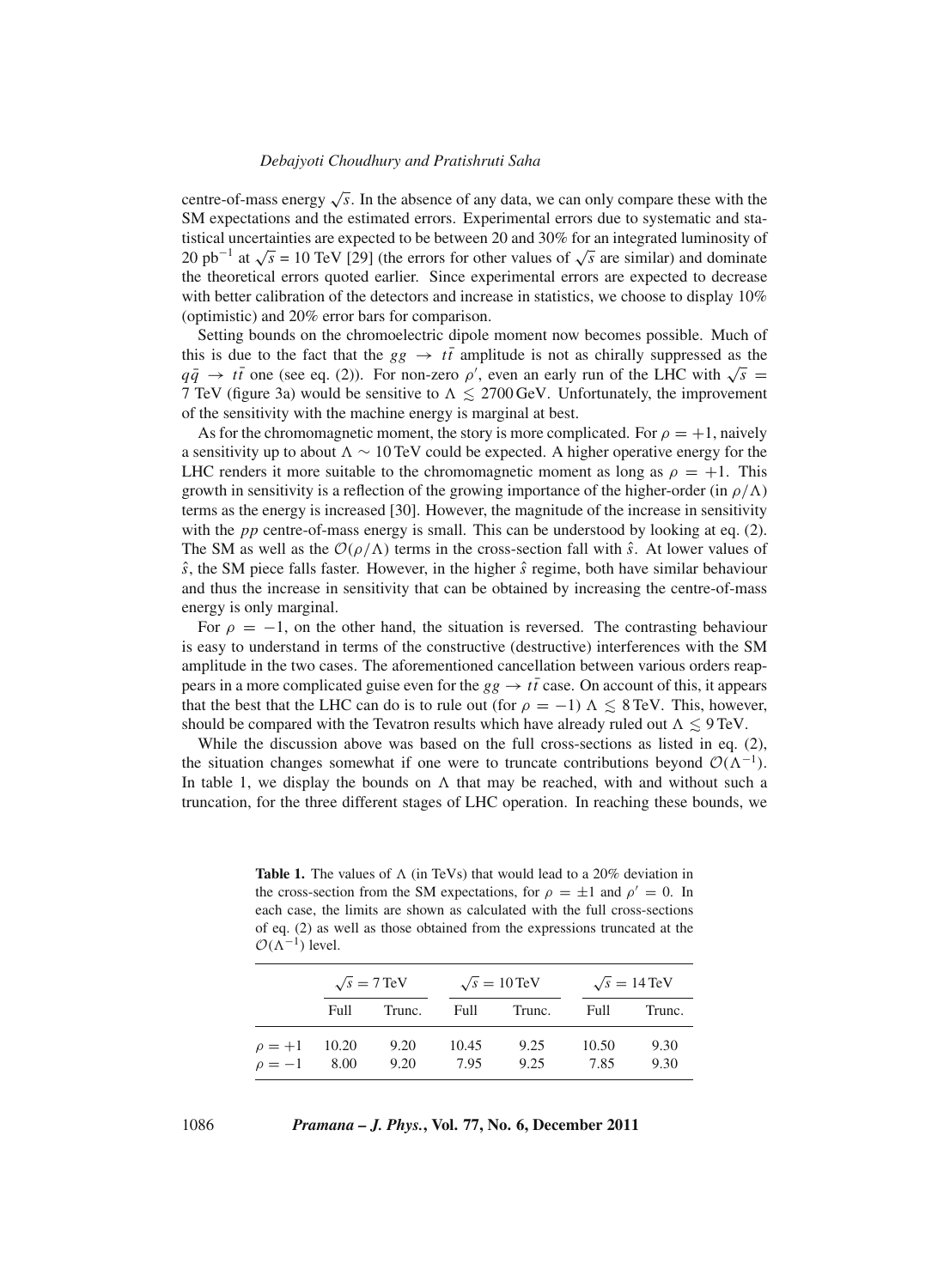centre-of-mass energy $\sqrt{s}$. In the absence of any data, we can only compare these with the SM expectations and the estimated errors. Experimental errors due to systematic and statistical uncertainties are expected to be between 20 and 30% for an integrated luminosity of 20 $\text{pb}^{-1}$ at $\sqrt{s}$ = 10 TeV [29] (the errors for other values of $\sqrt{s}$ are similar) and dominate the theoretical errors quoted earlier. Since experimental errors are expected to decrease with better calibration of the detectors and increase in statistics, we choose to display 10% (optimistic) and 20% error bars for comparison.

Setting bounds on the chromoelectric dipole moment now becomes possible. Much of this is due to the fact that the $gg \to t\bar{t}$ amplitude is not as chirally suppressed as the $q\bar{q} \to t\bar{t}$ one (see eq. (2)). For non-zero $\rho'$, even an early run of the LHC with $\sqrt{s}$ = 7 TeV (figure 3a) would be sensitive to $\Lambda \lesssim 2700\,\text{GeV}$. Unfortunately, the improvement of the sensitivity with the machine energy is marginal at best.

As for the chromomagnetic moment, the story is more complicated. For $\rho = +1$, naively a sensitivity up to about $\Lambda \sim 10\,\text{TeV}$ could be expected. A higher operative energy for the LHC renders it more suitable to the chromomagnetic moment as long as $\rho = +1$. This growth in sensitivity is a reflection of the growing importance of the higher-order (in $\rho/\Lambda$) terms as the energy is increased [30]. However, the magnitude of the increase in sensitivity with the $pp$ centre-of-mass energy is small. This can be understood by looking at eq. (2). The SM as well as the $\mathcal{O}(\rho/\Lambda)$ terms in the cross-section fall with $\hat{s}$. At lower values of $\hat{s}$, the SM piece falls faster. However, in the higher $\hat{s}$ regime, both have similar behaviour and thus the increase in sensitivity that can be obtained by increasing the centre-of-mass energy is only marginal.

For $\rho = -1$, on the other hand, the situation is reversed. The contrasting behaviour is easy to understand in terms of the constructive (destructive) interferences with the SM amplitude in the two cases. The aforementioned cancellation between various orders reappears in a more complicated guise even for the $gg \to t\bar{t}$ case. On account of this, it appears that the best that the LHC can do is to rule out (for $\rho = -1$) $\Lambda \lesssim 8\,\text{TeV}$. This, however, should be compared with the Tevatron results which have already ruled out $\Lambda \lesssim 9\,\text{TeV}$.

While the discussion above was based on the full cross-sections as listed in eq. (2), the situation changes somewhat if one were to truncate contributions beyond $\mathcal{O}(\Lambda^{-1})$. In table 1, we display the bounds on $\Lambda$ that may be reached, with and without such a truncation, for the three different stages of LHC operation. In reaching these bounds, we

**Table 1.** The values of $\Lambda$ (in TeVs) that would lead to a 20% deviation in the cross-section from the SM expectations, for $\rho = \pm 1$ and $\rho' = 0$. In each case, the limits are shown as calculated with the full cross-sections of eq. (2) as well as those obtained from the expressions truncated at the $\mathcal{O}(\Lambda^{-1})$ level.

| | $\sqrt{s} = 7\,\text{TeV}$ | | $\sqrt{s} = 10\,\text{TeV}$ | | $\sqrt{s} = 14\,\text{TeV}$ | |
|---|---|---|---|---|---|---|
| | Full | Trunc. | Full | Trunc. | Full | Trunc. |
| $\rho = +1$ | 10.20 | 9.20 | 10.45 | 9.25 | 10.50 | 9.30 |
| $\rho = -1$ | 8.00 | 9.20 | 7.95 | 9.25 | 7.85 | 9.30 |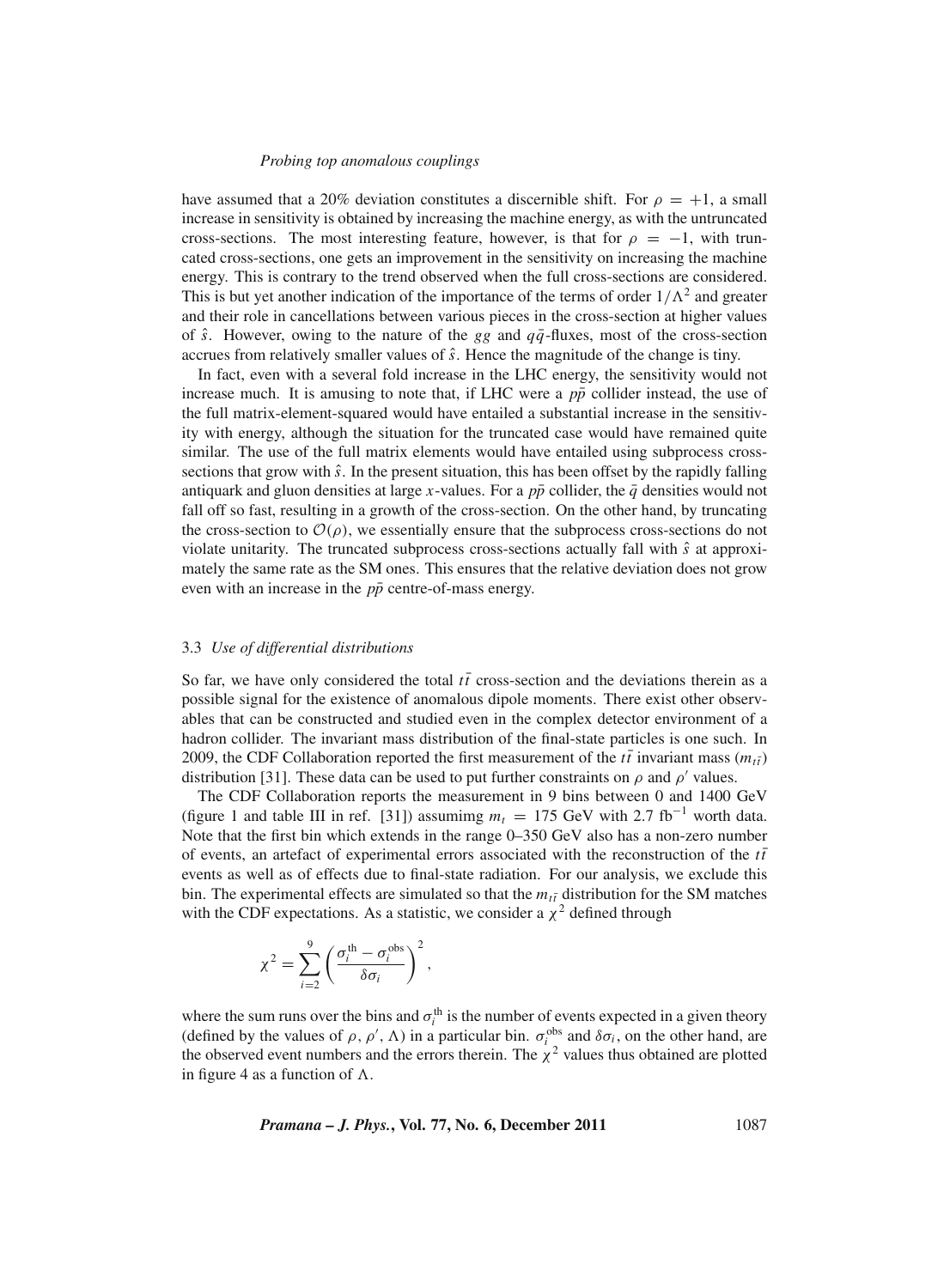have assumed that a 20% deviation constitutes a discernible shift. For $\rho = +1$, a small increase in sensitivity is obtained by increasing the machine energy, as with the untruncated cross-sections. The most interesting feature, however, is that for $\rho = -1$, with truncated cross-sections, one gets an improvement in the sensitivity on increasing the machine energy. This is contrary to the trend observed when the full cross-sections are considered. This is but yet another indication of the importance of the terms of order $1/\Lambda^2$ and greater and their role in cancellations between various pieces in the cross-section at higher values of $\hat{s}$. However, owing to the nature of the $gg$ and $q\bar{q}$-fluxes, most of the cross-section accrues from relatively smaller values of $\hat{s}$. Hence the magnitude of the change is tiny.

In fact, even with a several fold increase in the LHC energy, the sensitivity would not increase much. It is amusing to note that, if LHC were a $p\bar{p}$ collider instead, the use of the full matrix-element-squared would have entailed a substantial increase in the sensitivity with energy, although the situation for the truncated case would have remained quite similar. The use of the full matrix elements would have entailed using subprocess cross-sections that grow with $\hat{s}$. In the present situation, this has been offset by the rapidly falling antiquark and gluon densities at large $x$-values. For a $p\bar{p}$ collider, the $\bar{q}$ densities would not fall off so fast, resulting in a growth of the cross-section. On the other hand, by truncating the cross-section to $\mathcal{O}(\rho)$, we essentially ensure that the subprocess cross-sections do not violate unitarity. The truncated subprocess cross-sections actually fall with $\hat{s}$ at approximately the same rate as the SM ones. This ensures that the relative deviation does not grow even with an increase in the $p\bar{p}$ centre-of-mass energy.

### 3.3 *Use of differential distributions*

So far, we have only considered the total $t\bar{t}$ cross-section and the deviations therein as a possible signal for the existence of anomalous dipole moments. There exist other observables that can be constructed and studied even in the complex detector environment of a hadron collider. The invariant mass distribution of the final-state particles is one such. In 2009, the CDF Collaboration reported the first measurement of the $t\bar{t}$ invariant mass ($m_{t\bar{t}}$) distribution [31]. These data can be used to put further constraints on $\rho$ and $\rho'$ values.

The CDF Collaboration reports the measurement in 9 bins between 0 and 1400 GeV (figure 1 and table III in ref. [31]) assumimg $m_t = 175$ GeV with 2.7 fb$^{-1}$ worth data. Note that the first bin which extends in the range 0–350 GeV also has a non-zero number of events, an artefact of experimental errors associated with the reconstruction of the $t\bar{t}$ events as well as of effects due to final-state radiation. For our analysis, we exclude this bin. The experimental effects are simulated so that the $m_{t\bar{t}}$ distribution for the SM matches with the CDF expectations. As a statistic, we consider a $\chi^2$ defined through

$$\chi^2 = \sum_{i=2}^{9} \left( \frac{\sigma_i^{\rm th} - \sigma_i^{\rm obs}}{\delta\sigma_i} \right)^2,$$

where the sum runs over the bins and $\sigma_i^{\rm th}$ is the number of events expected in a given theory (defined by the values of $\rho$, $\rho'$, $\Lambda$) in a particular bin. $\sigma_i^{\rm obs}$ and $\delta\sigma_i$, on the other hand, are the observed event numbers and the errors therein. The $\chi^2$ values thus obtained are plotted in figure 4 as a function of $\Lambda$.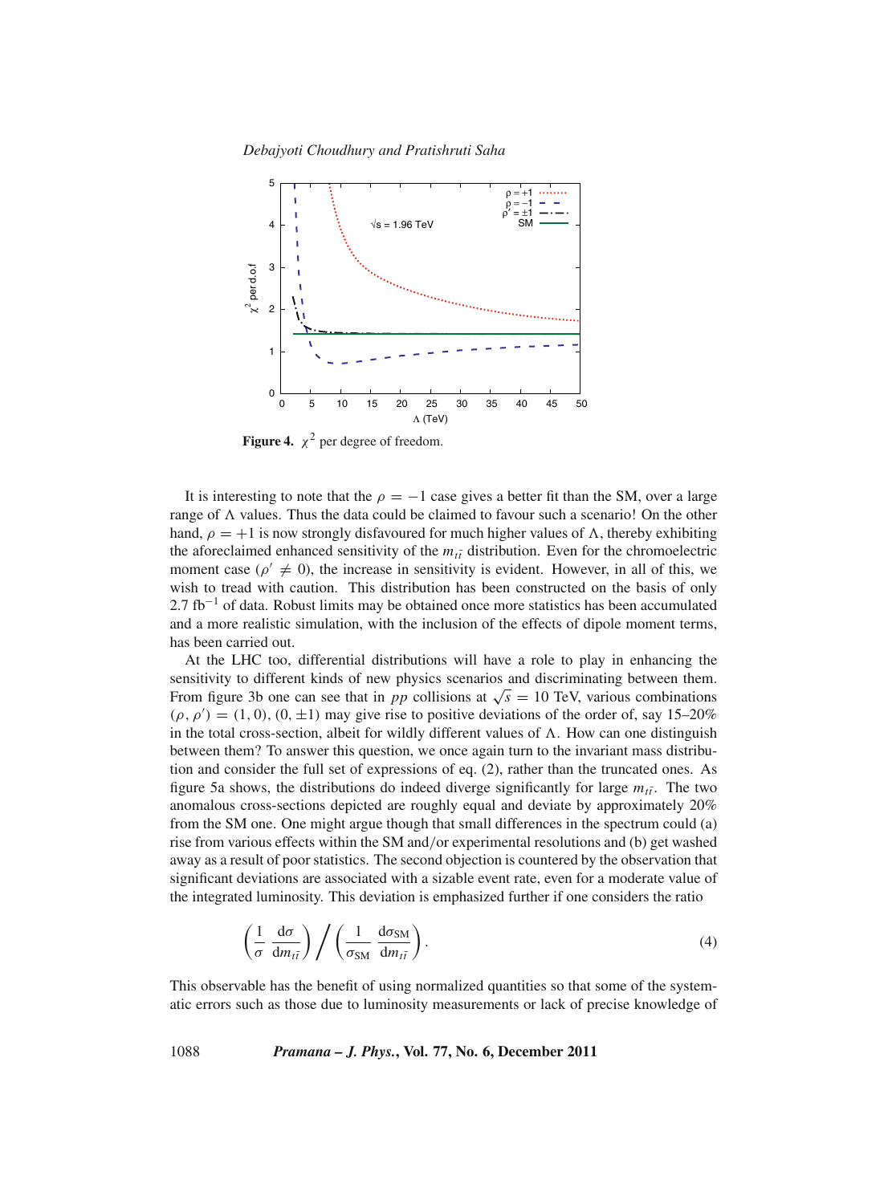5

4

3

2

1

0

0 5 10 15 20 25 30 35 40 45 50

Λ (TeV)

$\chi^2$ per d.o.f

$\sqrt{s}$ = 1.96 TeV

ρ = +1

ρ = −1

ρ′ = ±1

SM

**Figure 4.** $\chi^2$ per degree of freedom.

It is interesting to note that the $\rho = -1$ case gives a better fit than the SM, over a large range of $\Lambda$ values. Thus the data could be claimed to favour such a scenario! On the other hand, $\rho = +1$ is now strongly disfavoured for much higher values of $\Lambda$, thereby exhibiting the aforeclaimed enhanced sensitivity of the $m_{t\bar{t}}$ distribution. Even for the chromoelectric moment case ($\rho' \neq 0$), the increase in sensitivity is evident. However, in all of this, we wish to tread with caution. This distribution has been constructed on the basis of only 2.7 fb$^{-1}$ of data. Robust limits may be obtained once more statistics has been accumulated and a more realistic simulation, with the inclusion of the effects of dipole moment terms, has been carried out.

At the LHC too, differential distributions will have a role to play in enhancing the sensitivity to different kinds of new physics scenarios and discriminating between them. From figure 3b one can see that in $pp$ collisions at $\sqrt{s} = 10$ TeV, various combinations $(\rho, \rho') = (1, 0), (0, \pm 1)$ may give rise to positive deviations of the order of, say 15–20% in the total cross-section, albeit for wildly different values of $\Lambda$. How can one distinguish between them? To answer this question, we once again turn to the invariant mass distribution and consider the full set of expressions of eq. (2), rather than the truncated ones. As figure 5a shows, the distributions do indeed diverge significantly for large $m_{t\bar{t}}$. The two anomalous cross-sections depicted are roughly equal and deviate by approximately 20% from the SM one. One might argue though that small differences in the spectrum could (a) rise from various effects within the SM and/or experimental resolutions and (b) get washed away as a result of poor statistics. The second objection is countered by the observation that significant deviations are associated with a sizable event rate, even for a moderate value of the integrated luminosity. This deviation is emphasized further if one considers the ratio

$$\left(\frac{1}{\sigma}\,\frac{\mathrm{d}\sigma}{\mathrm{d}m_{t\bar{t}}}\right) \Big/ \left(\frac{1}{\sigma_{\rm SM}}\,\frac{\mathrm{d}\sigma_{\rm SM}}{\mathrm{d}m_{t\bar{t}}}\right). \tag{4}$$

This observable has the benefit of using normalized quantities so that some of the systematic errors such as those due to luminosity measurements or lack of precise knowledge of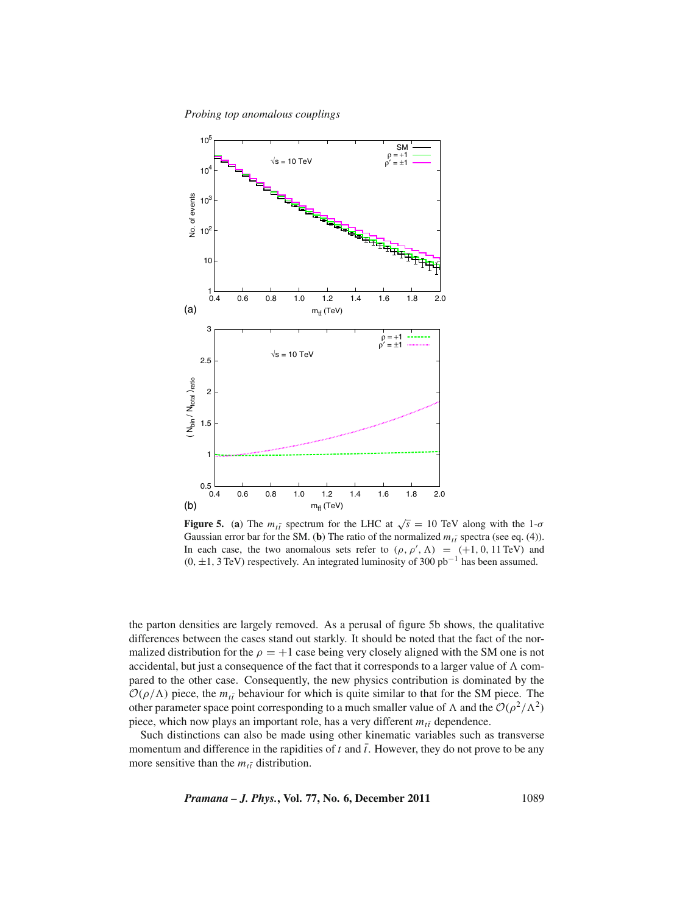(a)

$10^5$
$10^4$
$10^3$
$10^2$
10
1

No. of events

$\sqrt{s}$ = 10 TeV

SM
$\rho$ = +1
$\rho'$ = ±1

0.4 0.6 0.8 1.0 1.2 1.4 1.6 1.8 2.0

$m_{t\bar{t}}$ (TeV)

(b)

3
2.5
2
1.5
1
0.5

( $N_{bin}$ / $N_{total}$ )$_{ratio}$

$\sqrt{s}$ = 10 TeV

$\rho$ = +1
$\rho'$ = ±1

0.4 0.6 0.8 1.0 1.2 1.4 1.6 1.8 2.0

$m_{t\bar{t}}$ (TeV)

**Figure 5.** (**a**) The $m_{t\bar{t}}$ spectrum for the LHC at $\sqrt{s} = 10$ TeV along with the 1-$\sigma$ Gaussian error bar for the SM. (**b**) The ratio of the normalized $m_{t\bar{t}}$ spectra (see eq. (4)). In each case, the two anomalous sets refer to $(\rho, \rho', \Lambda) = (+1, 0, 11\,\text{TeV})$ and $(0, \pm 1, 3\,\text{TeV})$ respectively. An integrated luminosity of 300 $\text{pb}^{-1}$ has been assumed.

the parton densities are largely removed. As a perusal of figure 5b shows, the qualitative differences between the cases stand out starkly. It should be noted that the fact of the normalized distribution for the $\rho = +1$ case being very closely aligned with the SM one is not accidental, but just a consequence of the fact that it corresponds to a larger value of $\Lambda$ compared to the other case. Consequently, the new physics contribution is dominated by the $\mathcal{O}(\rho/\Lambda)$ piece, the $m_{t\bar{t}}$ behaviour for which is quite similar to that for the SM piece. The other parameter space point corresponding to a much smaller value of $\Lambda$ and the $\mathcal{O}(\rho^2/\Lambda^2)$ piece, which now plays an important role, has a very different $m_{t\bar{t}}$ dependence.

Such distinctions can also be made using other kinematic variables such as transverse momentum and difference in the rapidities of $t$ and $\bar{t}$. However, they do not prove to be any more sensitive than the $m_{t\bar{t}}$ distribution.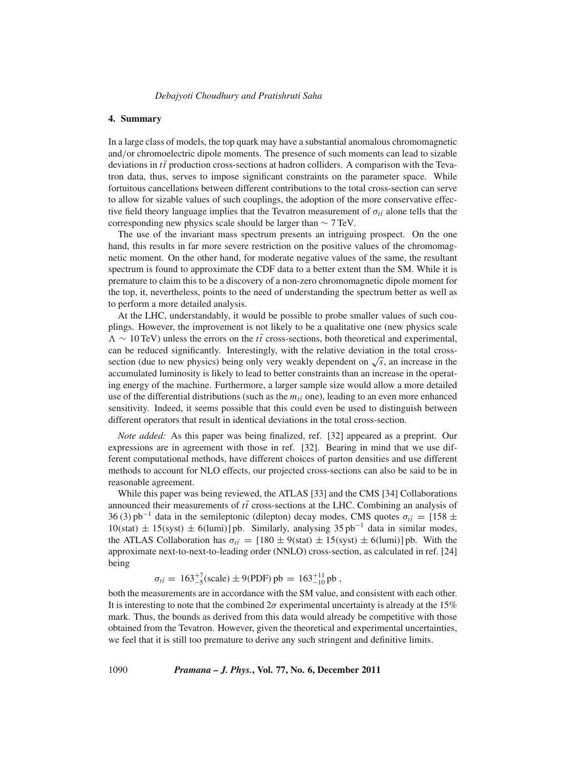## 4. Summary

In a large class of models, the top quark may have a substantial anomalous chromomagnetic and/or chromoelectric dipole moments. The presence of such moments can lead to sizable deviations in $t\bar{t}$ production cross-sections at hadron colliders. A comparison with the Tevatron data, thus, serves to impose significant constraints on the parameter space. While fortuitous cancellations between different contributions to the total cross-section can serve to allow for sizable values of such couplings, the adoption of the more conservative effective field theory language implies that the Tevatron measurement of $\sigma_{t\bar{t}}$ alone tells that the corresponding new physics scale should be larger than $\sim 7$ TeV.

The use of the invariant mass spectrum presents an intriguing prospect. On the one hand, this results in far more severe restriction on the positive values of the chromomagnetic moment. On the other hand, for moderate negative values of the same, the resultant spectrum is found to approximate the CDF data to a better extent than the SM. While it is premature to claim this to be a discovery of a non-zero chromomagnetic dipole moment for the top, it, nevertheless, points to the need of understanding the spectrum better as well as to perform a more detailed analysis.

At the LHC, understandably, it would be possible to probe smaller values of such couplings. However, the improvement is not likely to be a qualitative one (new physics scale $\Lambda \sim 10$ TeV) unless the errors on the $t\bar{t}$ cross-sections, both theoretical and experimental, can be reduced significantly. Interestingly, with the relative deviation in the total cross-section (due to new physics) being only very weakly dependent on $\sqrt{s}$, an increase in the accumulated luminosity is likely to lead to better constraints than an increase in the operating energy of the machine. Furthermore, a larger sample size would allow a more detailed use of the differential distributions (such as the $m_{t\bar{t}}$ one), leading to an even more enhanced sensitivity. Indeed, it seems possible that this could even be used to distinguish between different operators that result in identical deviations in the total cross-section.

*Note added:* As this paper was being finalized, ref. [32] appeared as a preprint. Our expressions are in agreement with those in ref. [32]. Bearing in mind that we use different computational methods, have different choices of parton densities and use different methods to account for NLO effects, our projected cross-sections can also be said to be in reasonable agreement.

While this paper was being reviewed, the ATLAS [33] and the CMS [34] Collaborations announced their measurements of $t\bar{t}$ cross-sections at the LHC. Combining an analysis of 36 (3) $\text{pb}^{-1}$ data in the semileptonic (dilepton) decay modes, CMS quotes $\sigma_{t\bar{t}} = [158 \pm 10(\text{stat}) \pm 15(\text{syst}) \pm 6(\text{lumi})]$ pb. Similarly, analysing 35 $\text{pb}^{-1}$ data in similar modes, the ATLAS Collaboration has $\sigma_{t\bar{t}} = [180 \pm 9(\text{stat}) \pm 15(\text{syst}) \pm 6(\text{lumi})]$ pb. With the approximate next-to-next-to-leading order (NNLO) cross-section, as calculated in ref. [24] being

$$\sigma_{t\bar{t}} = 163^{+7}_{-5}(\text{scale}) \pm 9(\text{PDF})\ \text{pb} = 163^{+11}_{-10}\ \text{pb}\ ,$$

both the measurements are in accordance with the SM value, and consistent with each other. It is interesting to note that the combined $2\sigma$ experimental uncertainty is already at the 15% mark. Thus, the bounds as derived from this data would already be competitive with those obtained from the Tevatron. However, given the theoretical and experimental uncertainties, we feel that it is still too premature to derive any such stringent and definitive limits.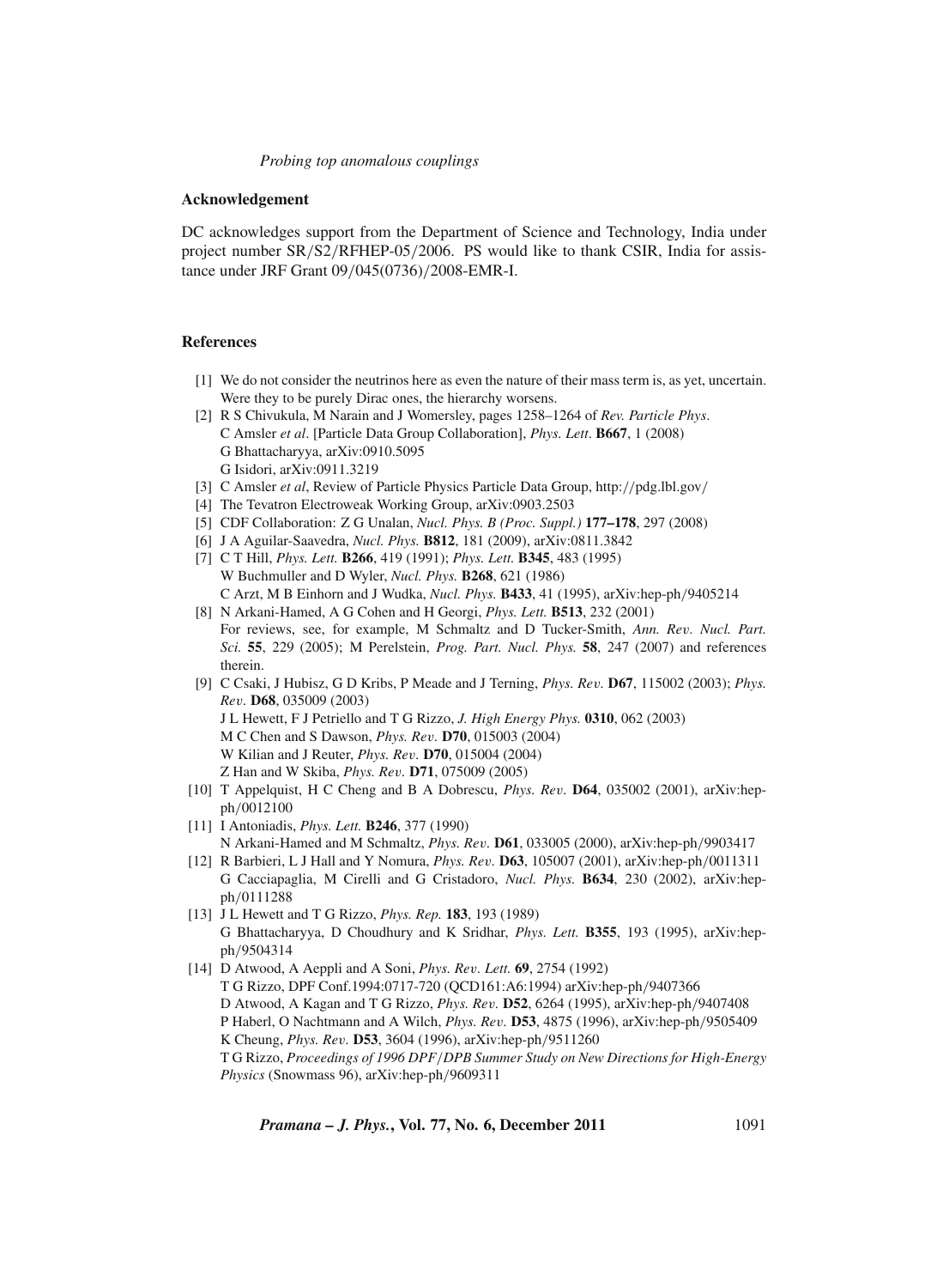## Acknowledgement

DC acknowledges support from the Department of Science and Technology, India under project number SR/S2/RFHEP-05/2006. PS would like to thank CSIR, India for assistance under JRF Grant 09/045(0736)/2008-EMR-I.

## References

[1] We do not consider the neutrinos here as even the nature of their mass term is, as yet, uncertain. Were they to be purely Dirac ones, the hierarchy worsens.

[2] R S Chivukula, M Narain and J Womersley, pages 1258–1264 of *Rev. Particle Phys*.
C Amsler *et al*. [Particle Data Group Collaboration], *Phys. Lett*. **B667**, 1 (2008)
G Bhattacharyya, arXiv:0910.5095
G Isidori, arXiv:0911.3219

[3] C Amsler *et al*, Review of Particle Physics Particle Data Group, http://pdg.lbl.gov/

[4] The Tevatron Electroweak Working Group, arXiv:0903.2503

[5] CDF Collaboration: Z G Unalan, *Nucl. Phys. B (Proc. Suppl.)* **177–178**, 297 (2008)

[6] J A Aguilar-Saavedra, *Nucl. Phys.* **B812**, 181 (2009), arXiv:0811.3842

[7] C T Hill, *Phys. Lett.* **B266**, 419 (1991); *Phys. Lett.* **B345**, 483 (1995)
W Buchmuller and D Wyler, *Nucl. Phys.* **B268**, 621 (1986)
C Arzt, M B Einhorn and J Wudka, *Nucl. Phys.* **B433**, 41 (1995), arXiv:hep-ph/9405214

[8] N Arkani-Hamed, A G Cohen and H Georgi, *Phys. Lett.* **B513**, 232 (2001)
For reviews, see, for example, M Schmaltz and D Tucker-Smith, *Ann. Rev. Nucl. Part. Sci.* **55**, 229 (2005); M Perelstein, *Prog. Part. Nucl. Phys.* **58**, 247 (2007) and references therein.

[9] C Csaki, J Hubisz, G D Kribs, P Meade and J Terning, *Phys. Rev.* **D67**, 115002 (2003); *Phys. Rev*. **D68**, 035009 (2003)
J L Hewett, F J Petriello and T G Rizzo, *J. High Energy Phys.* **0310**, 062 (2003)
M C Chen and S Dawson, *Phys. Rev*. **D70**, 015003 (2004)
W Kilian and J Reuter, *Phys. Rev*. **D70**, 015004 (2004)
Z Han and W Skiba, *Phys. Rev*. **D71**, 075009 (2005)

[10] T Appelquist, H C Cheng and B A Dobrescu, *Phys. Rev.* **D64**, 035002 (2001), arXiv:hep-ph/0012100

[11] I Antoniadis, *Phys. Lett.* **B246**, 377 (1990)
N Arkani-Hamed and M Schmaltz, *Phys. Rev*. **D61**, 033005 (2000), arXiv:hep-ph/9903417

[12] R Barbieri, L J Hall and Y Nomura, *Phys. Rev*. **D63**, 105007 (2001), arXiv:hep-ph/0011311
G Cacciapaglia, M Cirelli and G Cristadoro, *Nucl. Phys.* **B634**, 230 (2002), arXiv:hep-ph/0111288

[13] J L Hewett and T G Rizzo, *Phys. Rep.* **183**, 193 (1989)
G Bhattacharyya, D Choudhury and K Sridhar, *Phys. Lett.* **B355**, 193 (1995), arXiv:hep-ph/9504314

[14] D Atwood, A Aeppli and A Soni, *Phys. Rev. Lett.* **69**, 2754 (1992)
T G Rizzo, DPF Conf.1994:0717-720 (QCD161:A6:1994) arXiv:hep-ph/9407366
D Atwood, A Kagan and T G Rizzo, *Phys. Rev.* **D52**, 6264 (1995), arXiv:hep-ph/9407408
P Haberl, O Nachtmann and A Wilch, *Phys. Rev.* **D53**, 4875 (1996), arXiv:hep-ph/9505409
K Cheung, *Phys. Rev.* **D53**, 3604 (1996), arXiv:hep-ph/9511260
T G Rizzo, *Proceedings of 1996 DPF/DPB Summer Study on New Directions for High-Energy Physics* (Snowmass 96), arXiv:hep-ph/9609311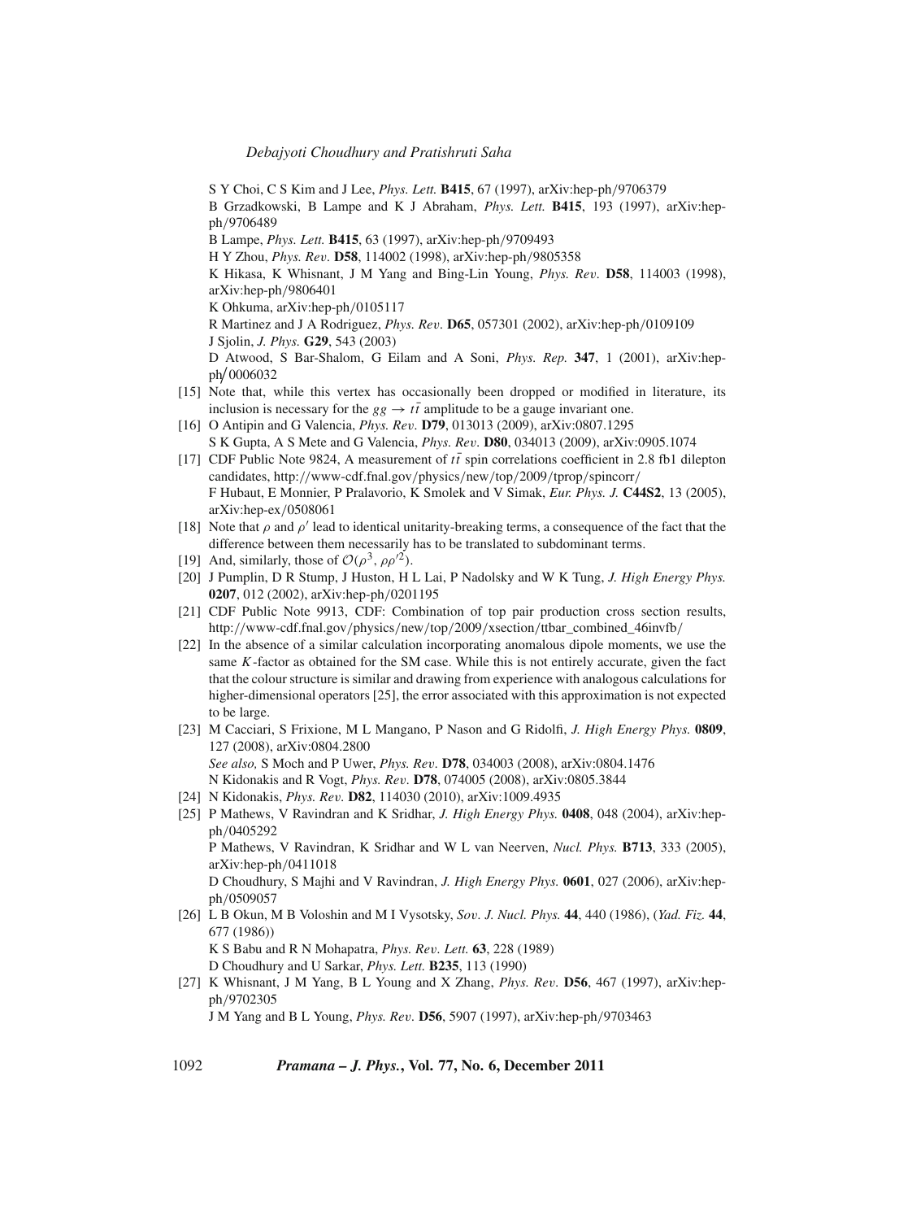S Y Choi, C S Kim and J Lee, *Phys. Lett.* **B415**, 67 (1997), arXiv:hep-ph/9706379
B Grzadkowski, B Lampe and K J Abraham, *Phys. Lett.* **B415**, 193 (1997), arXiv:hep-ph/9706489
B Lampe, *Phys. Lett.* **B415**, 63 (1997), arXiv:hep-ph/9709493
H Y Zhou, *Phys. Rev.* **D58**, 114002 (1998), arXiv:hep-ph/9805358
K Hikasa, K Whisnant, J M Yang and Bing-Lin Young, *Phys. Rev.* **D58**, 114003 (1998), arXiv:hep-ph/9806401
K Ohkuma, arXiv:hep-ph/0105117
R Martinez and J A Rodriguez, *Phys. Rev.* **D65**, 057301 (2002), arXiv:hep-ph/0109109
J Sjolin, *J. Phys.* **G29**, 543 (2003)
D Atwood, S Bar-Shalom, G Eilam and A Soni, *Phys. Rep.* **347**, 1 (2001), arXiv:hep-ph/0006032

[15] Note that, while this vertex has occasionally been dropped or modified in literature, its inclusion is necessary for the $gg \to t\bar{t}$ amplitude to be a gauge invariant one.
[16] O Antipin and G Valencia, *Phys. Rev.* **D79**, 013013 (2009), arXiv:0807.1295
S K Gupta, A S Mete and G Valencia, *Phys. Rev.* **D80**, 034013 (2009), arXiv:0905.1074
[17] CDF Public Note 9824, A measurement of $t\bar{t}$ spin correlations coefficient in 2.8 fb1 dilepton candidates, http://www-cdf.fnal.gov/physics/new/top/2009/tprop/spincorr/
F Hubaut, E Monnier, P Pralavorio, K Smolek and V Simak, *Eur. Phys. J.* **C44S2**, 13 (2005), arXiv:hep-ex/0508061
[18] Note that $\rho$ and $\rho'$ lead to identical unitarity-breaking terms, a consequence of the fact that the difference between them necessarily has to be translated to subdominant terms.
[19] And, similarly, those of $\mathcal{O}(\rho^3, \rho\rho'^2)$.
[20] J Pumplin, D R Stump, J Huston, H L Lai, P Nadolsky and W K Tung, *J. High Energy Phys.* **0207**, 012 (2002), arXiv:hep-ph/0201195
[21] CDF Public Note 9913, CDF: Combination of top pair production cross section results, http://www-cdf.fnal.gov/physics/new/top/2009/xsection/ttbar_combined_46invfb/
[22] In the absence of a similar calculation incorporating anomalous dipole moments, we use the same $K$-factor as obtained for the SM case. While this is not entirely accurate, given the fact that the colour structure is similar and drawing from experience with analogous calculations for higher-dimensional operators [25], the error associated with this approximation is not expected to be large.
[23] M Cacciari, S Frixione, M L Mangano, P Nason and G Ridolfi, *J. High Energy Phys.* **0809**, 127 (2008), arXiv:0804.2800
*See also,* S Moch and P Uwer, *Phys. Rev.* **D78**, 034003 (2008), arXiv:0804.1476
N Kidonakis and R Vogt, *Phys. Rev.* **D78**, 074005 (2008), arXiv:0805.3844
[24] N Kidonakis, *Phys. Rev.* **D82**, 114030 (2010), arXiv:1009.4935
[25] P Mathews, V Ravindran and K Sridhar, *J. High Energy Phys.* **0408**, 048 (2004), arXiv:hep-ph/0405292
P Mathews, V Ravindran, K Sridhar and W L van Neerven, *Nucl. Phys.* **B713**, 333 (2005), arXiv:hep-ph/0411018
D Choudhury, S Majhi and V Ravindran, *J. High Energy Phys.* **0601**, 027 (2006), arXiv:hep-ph/0509057
[26] L B Okun, M B Voloshin and M I Vysotsky, *Sov. J. Nucl. Phys.* **44**, 440 (1986), (*Yad. Fiz.* **44**, 677 (1986))
K S Babu and R N Mohapatra, *Phys. Rev. Lett.* **63**, 228 (1989)
D Choudhury and U Sarkar, *Phys. Lett.* **B235**, 113 (1990)
[27] K Whisnant, J M Yang, B L Young and X Zhang, *Phys. Rev.* **D56**, 467 (1997), arXiv:hep-ph/9702305
J M Yang and B L Young, *Phys. Rev.* **D56**, 5907 (1997), arXiv:hep-ph/9703463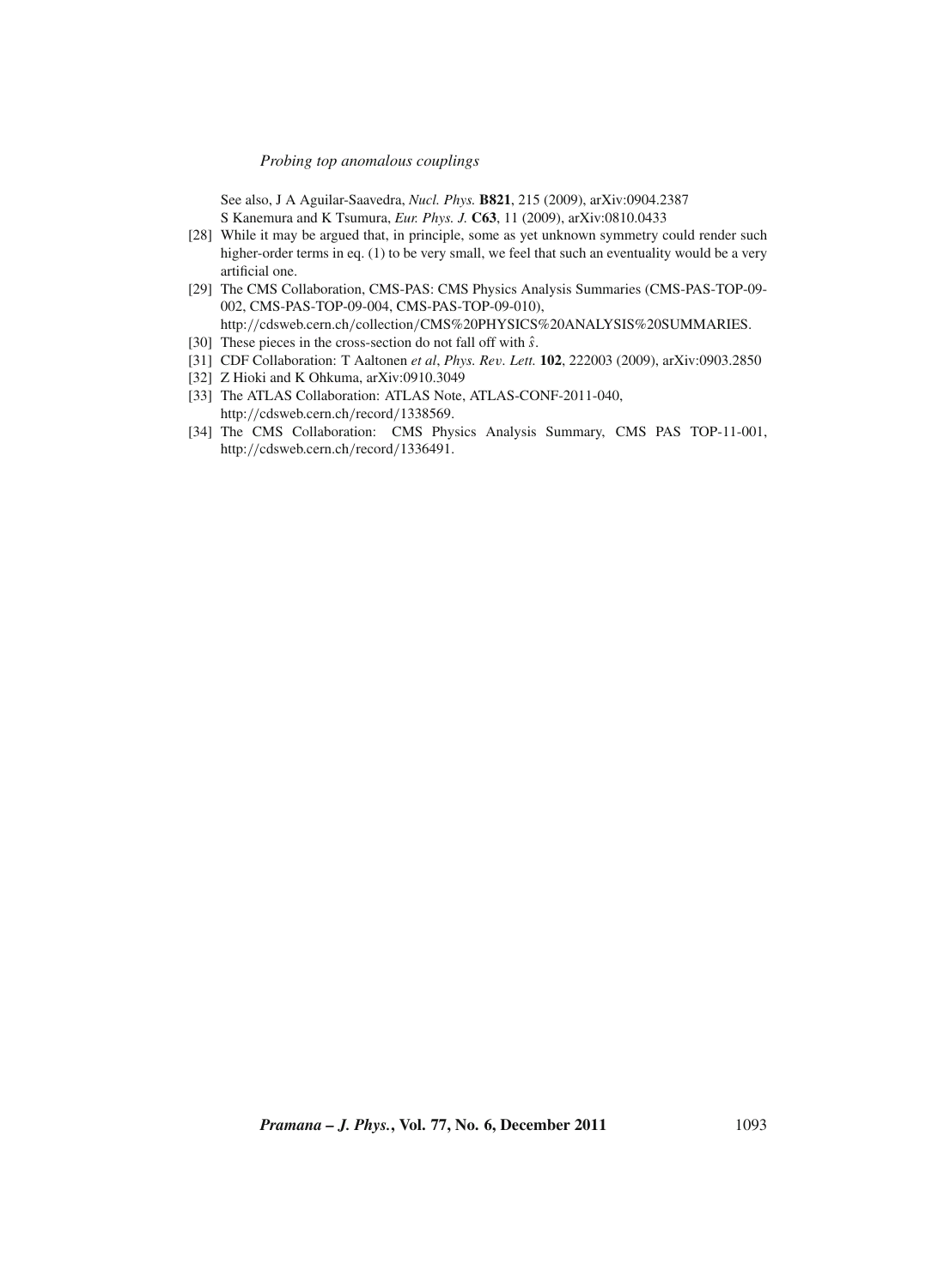See also, J A Aguilar-Saavedra, *Nucl. Phys.* **B821**, 215 (2009), arXiv:0904.2387
S Kanemura and K Tsumura, *Eur. Phys. J.* **C63**, 11 (2009), arXiv:0810.0433

[28] While it may be argued that, in principle, some as yet unknown symmetry could render such higher-order terms in eq. (1) to be very small, we feel that such an eventuality would be a very artificial one.

[29] The CMS Collaboration, CMS-PAS: CMS Physics Analysis Summaries (CMS-PAS-TOP-09-002, CMS-PAS-TOP-09-004, CMS-PAS-TOP-09-010), http://cdsweb.cern.ch/collection/CMS%20PHYSICS%20ANALYSIS%20SUMMARIES.

[30] These pieces in the cross-section do not fall off with $\hat{s}$.

[31] CDF Collaboration: T Aaltonen *et al*, *Phys. Rev. Lett.* **102**, 222003 (2009), arXiv:0903.2850

[32] Z Hioki and K Ohkuma, arXiv:0910.3049

[33] The ATLAS Collaboration: ATLAS Note, ATLAS-CONF-2011-040, http://cdsweb.cern.ch/record/1338569.

[34] The CMS Collaboration: CMS Physics Analysis Summary, CMS PAS TOP-11-001, http://cdsweb.cern.ch/record/1336491.